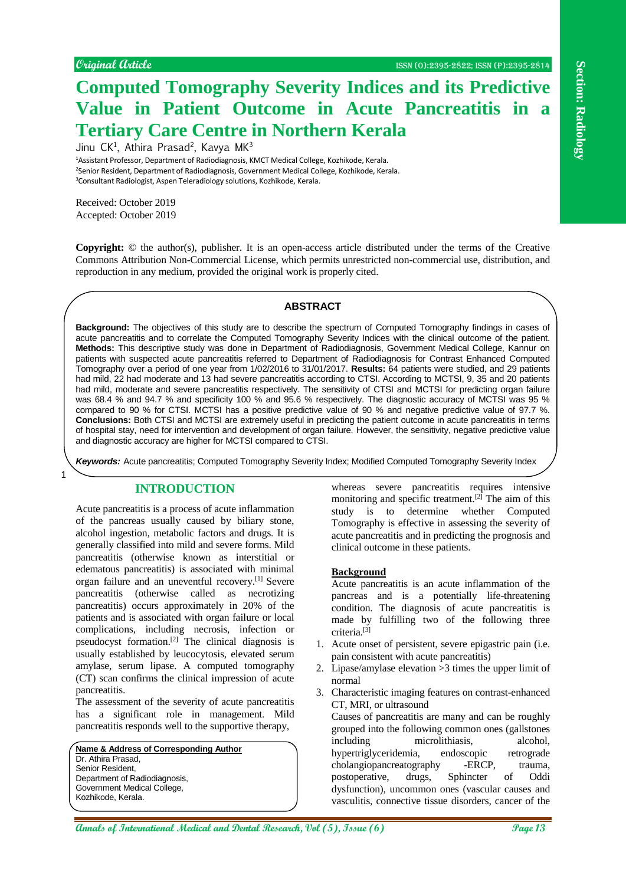Original Article

# Computed Tomography Severity Indices and its Predictive Value in Patient Outcome in Acute Pancreatitis in a Tertiary Care Centre in Northern Kerala

Jinu CK[1], Athira Prasad[2], Kavya MK[3]

[1]Assistant Professor, Department of Radiodiagnosis, KMCT Medical College, Kozhikode, Kerala.
[2]Senior Resident, Department of Radiodiagnosis, Government Medical College, Kozhikode, Kerala.
[3]Consultant Radiologist, Aspen Teleradiology solutions, Kozhikode, Kerala.

Received: October 2019
Accepted: October 2019

**Copyright:** © the author(s), publisher. It is an open-access article distributed under the terms of the Creative Commons Attribution Non-Commercial License, which permits unrestricted non-commercial use, distribution, and reproduction in any medium, provided the original work is properly cited.

## ABSTRACT

**Background:** The objectives of this study are to describe the spectrum of Computed Tomography findings in cases of acute pancreatitis and to correlate the Computed Tomography Severity Indices with the clinical outcome of the patient. **Methods:** This descriptive study was done in Department of Radiodiagnosis, Government Medical College, Kannur on patients with suspected acute pancreatitis referred to Department of Radiodiagnosis for Contrast Enhanced Computed Tomography over a period of one year from 1/02/2016 to 31/01/2017. **Results:** 64 patients were studied, and 29 patients had mild, 22 had moderate and 13 had severe pancreatitis according to CTSI. According to MCTSI, 9, 35 and 20 patients had mild, moderate and severe pancreatitis respectively. The sensitivity of CTSI and MCTSI for predicting organ failure was 68.4 % and 94.7 % and specificity 100 % and 95.6 % respectively. The diagnostic accuracy of MCTSI was 95 % compared to 90 % for CTSI. MCTSI has a positive predictive value of 90 % and negative predictive value of 97.7 %. **Conclusions:** Both CTSI and MCTSI are extremely useful in predicting the patient outcome in acute pancreatitis in terms of hospital stay, need for intervention and development of organ failure. However, the sensitivity, negative predictive value and diagnostic accuracy are higher for MCTSI compared to CTSI.

***Keywords:*** Acute pancreatitis; Computed Tomography Severity Index; Modified Computed Tomography Severity Index

## INTRODUCTION

Acute pancreatitis is a process of acute inflammation of the pancreas usually caused by biliary stone, alcohol ingestion, metabolic factors and drugs. It is generally classified into mild and severe forms. Mild pancreatitis (otherwise known as interstitial or edematous pancreatitis) is associated with minimal organ failure and an uneventful recovery.[1] Severe pancreatitis (otherwise called as necrotizing pancreatitis) occurs approximately in 20% of the patients and is associated with organ failure or local complications, including necrosis, infection or pseudocyst formation.[2] The clinical diagnosis is usually established by leucocytosis, elevated serum amylase, serum lipase. A computed tomography (CT) scan confirms the clinical impression of acute pancreatitis.

The assessment of the severity of acute pancreatitis has a significant role in management. Mild pancreatitis responds well to the supportive therapy, whereas severe pancreatitis requires intensive monitoring and specific treatment.[2] The aim of this study is to determine whether Computed Tomography is effective in assessing the severity of acute pancreatitis and in predicting the prognosis and clinical outcome in these patients.

**Name & Address of Corresponding Author**
Dr. Athira Prasad,
Senior Resident,
Department of Radiodiagnosis,
Government Medical College,
Kozhikode, Kerala.

### Background

Acute pancreatitis is an acute inflammation of the pancreas and is a potentially life-threatening condition. The diagnosis of acute pancreatitis is made by fulfilling two of the following three criteria.[3]

1. Acute onset of persistent, severe epigastric pain (i.e. pain consistent with acute pancreatitis)
2. Lipase/amylase elevation >3 times the upper limit of normal
3. Characteristic imaging features on contrast-enhanced CT, MRI, or ultrasound

Causes of pancreatitis are many and can be roughly grouped into the following common ones (gallstones including microlithiasis, alcohol, hypertriglyceridemia, endoscopic retrograde cholangiopancreatography -ERCP, trauma, postoperative, drugs, Sphincter of Oddi dysfunction), uncommon ones (vascular causes and vasculitis, connective tissue disorders, cancer of the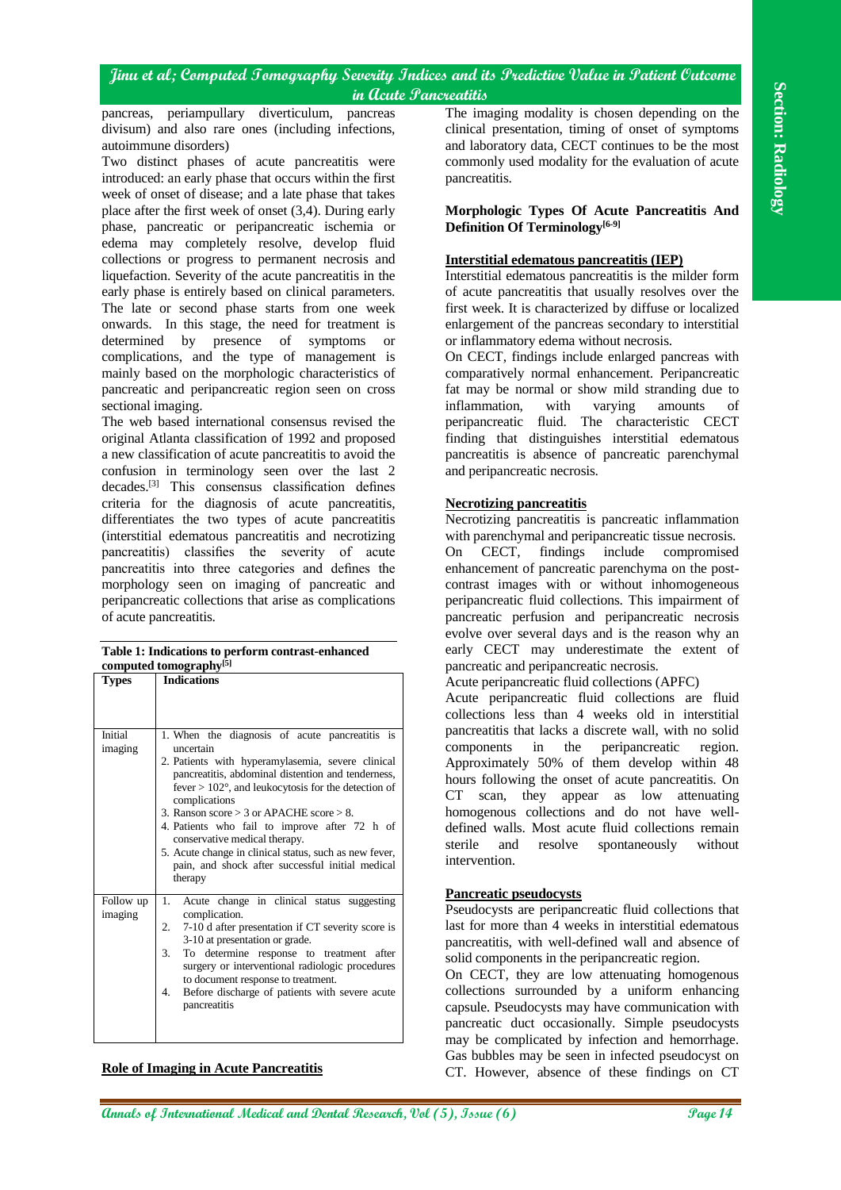pancreas, periampullary diverticulum, pancreas divisum) and also rare ones (including infections, autoimmune disorders)

Two distinct phases of acute pancreatitis were introduced: an early phase that occurs within the first week of onset of disease; and a late phase that takes place after the first week of onset (3,4). During early phase, pancreatic or peripancreatic ischemia or edema may completely resolve, develop fluid collections or progress to permanent necrosis and liquefaction. Severity of the acute pancreatitis in the early phase is entirely based on clinical parameters. The late or second phase starts from one week onwards. In this stage, the need for treatment is determined by presence of symptoms or complications, and the type of management is mainly based on the morphologic characteristics of pancreatic and peripancreatic region seen on cross sectional imaging.

The web based international consensus revised the original Atlanta classification of 1992 and proposed a new classification of acute pancreatitis to avoid the confusion in terminology seen over the last 2 decades.[3] This consensus classification defines criteria for the diagnosis of acute pancreatitis, differentiates the two types of acute pancreatitis (interstitial edematous pancreatitis and necrotizing pancreatitis) classifies the severity of acute pancreatitis into three categories and defines the morphology seen on imaging of pancreatic and peripancreatic collections that arise as complications of acute pancreatitis.

**Table 1: Indications to perform contrast-enhanced computed tomography[5]**

| Types | Indications |
|---|---|
| Initial imaging | 1. When the diagnosis of acute pancreatitis is uncertain<br>2. Patients with hyperamylasemia, severe clinical pancreatitis, abdominal distention and tenderness, fever > 102°, and leukocytosis for the detection of complications<br>3. Ranson score > 3 or APACHE score > 8.<br>4. Patients who fail to improve after 72 h of conservative medical therapy.<br>5. Acute change in clinical status, such as new fever, pain, and shock after successful initial medical therapy |
| Follow up imaging | 1. Acute change in clinical status suggesting complication.<br>2. 7-10 d after presentation if CT severity score is 3-10 at presentation or grade.<br>3. To determine response to treatment after surgery or interventional radiologic procedures to document response to treatment.<br>4. Before discharge of patients with severe acute pancreatitis |

## Role of Imaging in Acute Pancreatitis

The imaging modality is chosen depending on the clinical presentation, timing of onset of symptoms and laboratory data, CECT continues to be the most commonly used modality for the evaluation of acute pancreatitis.

## Morphologic Types Of Acute Pancreatitis And Definition Of Terminology[6-9]

### Interstitial edematous pancreatitis (IEP)

Interstitial edematous pancreatitis is the milder form of acute pancreatitis that usually resolves over the first week. It is characterized by diffuse or localized enlargement of the pancreas secondary to interstitial or inflammatory edema without necrosis.

On CECT, findings include enlarged pancreas with comparatively normal enhancement. Peripancreatic fat may be normal or show mild stranding due to inflammation, with varying amounts of peripancreatic fluid. The characteristic CECT finding that distinguishes interstitial edematous pancreatitis is absence of pancreatic parenchymal and peripancreatic necrosis.

### Necrotizing pancreatitis

Necrotizing pancreatitis is pancreatic inflammation with parenchymal and peripancreatic tissue necrosis. On CECT, findings include compromised enhancement of pancreatic parenchyma on the post-contrast images with or without inhomogeneous peripancreatic fluid collections. This impairment of pancreatic perfusion and peripancreatic necrosis evolve over several days and is the reason why an early CECT may underestimate the extent of pancreatic and peripancreatic necrosis.

Acute peripancreatic fluid collections (APFC)

Acute peripancreatic fluid collections are fluid collections less than 4 weeks old in interstitial pancreatitis that lacks a discrete wall, with no solid components in the peripancreatic region. Approximately 50% of them develop within 48 hours following the onset of acute pancreatitis. On CT scan, they appear as low attenuating homogenous collections and do not have well-defined walls. Most acute fluid collections remain sterile and resolve spontaneously without intervention.

### Pancreatic pseudocysts

Pseudocysts are peripancreatic fluid collections that last for more than 4 weeks in interstitial edematous pancreatitis, with well-defined wall and absence of solid components in the peripancreatic region.

On CECT, they are low attenuating homogenous collections surrounded by a uniform enhancing capsule. Pseudocysts may have communication with pancreatic duct occasionally. Simple pseudocysts may be complicated by infection and hemorrhage. Gas bubbles may be seen in infected pseudocyst on CT. However, absence of these findings on CT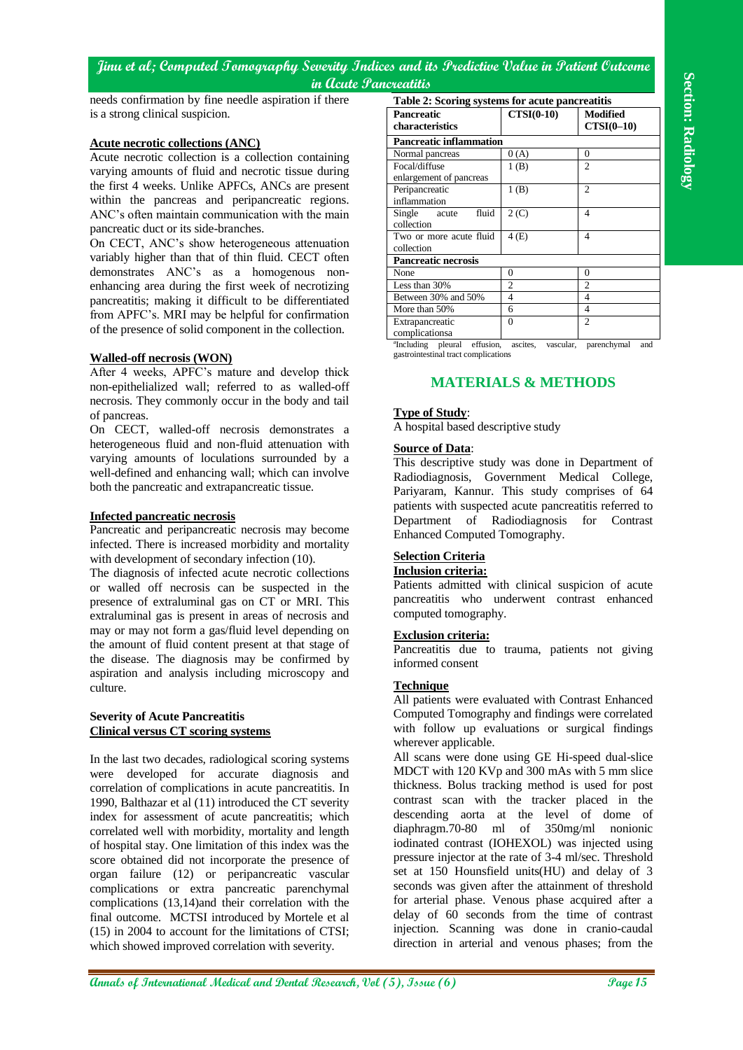needs confirmation by fine needle aspiration if there is a strong clinical suspicion.

**Acute necrotic collections (ANC)**

Acute necrotic collection is a collection containing varying amounts of fluid and necrotic tissue during the first 4 weeks. Unlike APFCs, ANCs are present within the pancreas and peripancreatic regions. ANC's often maintain communication with the main pancreatic duct or its side-branches.

On CECT, ANC's show heterogeneous attenuation variably higher than that of thin fluid. CECT often demonstrates ANC's as a homogenous non-enhancing area during the first week of necrotizing pancreatitis; making it difficult to be differentiated from APFC's. MRI may be helpful for confirmation of the presence of solid component in the collection.

**Walled-off necrosis (WON)**

After 4 weeks, APFC's mature and develop thick non-epithelialized wall; referred to as walled-off necrosis. They commonly occur in the body and tail of pancreas.

On CECT, walled-off necrosis demonstrates a heterogeneous fluid and non-fluid attenuation with varying amounts of loculations surrounded by a well-defined and enhancing wall; which can involve both the pancreatic and extrapancreatic tissue.

**Infected pancreatic necrosis**

Pancreatic and peripancreatic necrosis may become infected. There is increased morbidity and mortality with development of secondary infection (10).

The diagnosis of infected acute necrotic collections or walled off necrosis can be suspected in the presence of extraluminal gas on CT or MRI. This extraluminal gas is present in areas of necrosis and may or may not form a gas/fluid level depending on the amount of fluid content present at that stage of the disease. The diagnosis may be confirmed by aspiration and analysis including microscopy and culture.

**Severity of Acute Pancreatitis**

**Clinical versus CT scoring systems**

In the last two decades, radiological scoring systems were developed for accurate diagnosis and correlation of complications in acute pancreatitis. In 1990, Balthazar et al (11) introduced the CT severity index for assessment of acute pancreatitis; which correlated well with morbidity, mortality and length of hospital stay. One limitation of this index was the score obtained did not incorporate the presence of organ failure (12) or peripancreatic vascular complications or extra pancreatic parenchymal complications (13,14)and their correlation with the final outcome. MCTSI introduced by Mortele et al (15) in 2004 to account for the limitations of CTSI; which showed improved correlation with severity.

**Table 2: Scoring systems for acute pancreatitis**

| Pancreatic characteristics | CTSI(0-10) | Modified CTSI(0–10) |
|---|---|---|
| **Pancreatic inflammation** | | |
| Normal pancreas | 0 (A) | 0 |
| Focal/diffuse enlargement of pancreas | 1 (B) | 2 |
| Peripancreatic inflammation | 1 (B) | 2 |
| Single acute fluid collection | 2 (C) | 4 |
| Two or more acute fluid collection | 4 (E) | 4 |
| **Pancreatic necrosis** | | |
| None | 0 | 0 |
| Less than 30% | 2 | 2 |
| Between 30% and 50% | 4 | 4 |
| More than 50% | 6 | 4 |
| Extrapancreatic complications[a] | 0 | 2 |

[a]Including pleural effusion, ascites, vascular, parenchymal and gastrointestinal tract complications

## MATERIALS & METHODS

**Type of Study**:

A hospital based descriptive study

**Source of Data**:

This descriptive study was done in Department of Radiodiagnosis, Government Medical College, Pariyaram, Kannur. This study comprises of 64 patients with suspected acute pancreatitis referred to Department of Radiodiagnosis for Contrast Enhanced Computed Tomography.

**Selection Criteria**

**Inclusion criteria:**

Patients admitted with clinical suspicion of acute pancreatitis who underwent contrast enhanced computed tomography.

**Exclusion criteria:**

Pancreatitis due to trauma, patients not giving informed consent

**Technique**

All patients were evaluated with Contrast Enhanced Computed Tomography and findings were correlated with follow up evaluations or surgical findings wherever applicable.

All scans were done using GE Hi-speed dual-slice MDCT with 120 KVp and 300 mAs with 5 mm slice thickness. Bolus tracking method is used for post contrast scan with the tracker placed in the descending aorta at the level of dome of diaphragm.70-80 ml of 350mg/ml nonionic iodinated contrast (IOHEXOL) was injected using pressure injector at the rate of 3-4 ml/sec. Threshold set at 150 Hounsfield units(HU) and delay of 3 seconds was given after the attainment of threshold for arterial phase. Venous phase acquired after a delay of 60 seconds from the time of contrast injection. Scanning was done in cranio-caudal direction in arterial and venous phases; from the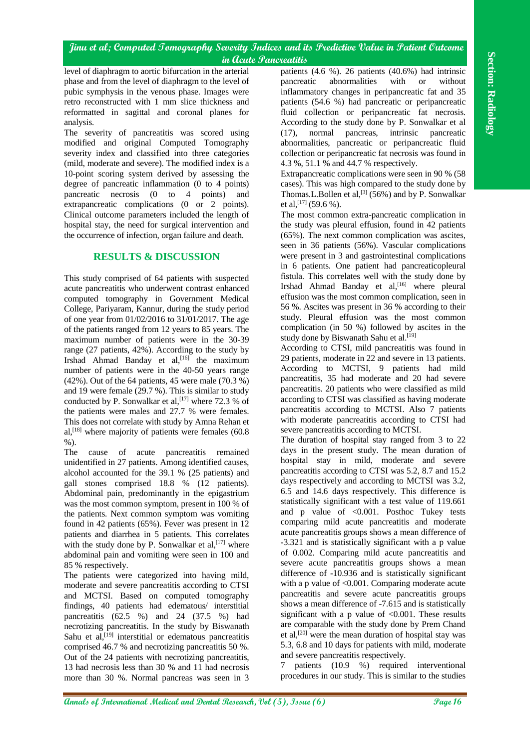level of diaphragm to aortic bifurcation in the arterial phase and from the level of diaphragm to the level of pubic symphysis in the venous phase. Images were retro reconstructed with 1 mm slice thickness and reformatted in sagittal and coronal planes for analysis.

The severity of pancreatitis was scored using modified and original Computed Tomography severity index and classified into three categories (mild, moderate and severe). The modified index is a 10-point scoring system derived by assessing the degree of pancreatic inflammation (0 to 4 points) pancreatic necrosis (0 to 4 points) and extrapancreatic complications (0 or 2 points). Clinical outcome parameters included the length of hospital stay, the need for surgical intervention and the occurrence of infection, organ failure and death.

## RESULTS & DISCUSSION

This study comprised of 64 patients with suspected acute pancreatitis who underwent contrast enhanced computed tomography in Government Medical College, Pariyaram, Kannur, during the study period of one year from 01/02/2016 to 31/01/2017. The age of the patients ranged from 12 years to 85 years. The maximum number of patients were in the 30-39 range (27 patients, 42%). According to the study by Irshad Ahmad Banday et al,[16] the maximum number of patients were in the 40-50 years range (42%). Out of the 64 patients, 45 were male (70.3 %) and 19 were female (29.7 %). This is similar to study conducted by P. Sonwalkar et al,[17] where 72.3 % of the patients were males and 27.7 % were females. This does not correlate with study by Amna Rehan et al,[18] where majority of patients were females (60.8 %).

The cause of acute pancreatitis remained unidentified in 27 patients. Among identified causes, alcohol accounted for the 39.1 % (25 patients) and gall stones comprised 18.8 % (12 patients). Abdominal pain, predominantly in the epigastrium was the most common symptom, present in 100 % of the patients. Next common symptom was vomiting found in 42 patients (65%). Fever was present in 12 patients and diarrhea in 5 patients. This correlates with the study done by P. Sonwalkar et al,[17] where abdominal pain and vomiting were seen in 100 and 85 % respectively.

The patients were categorized into having mild, moderate and severe pancreatitis according to CTSI and MCTSI. Based on computed tomography findings, 40 patients had edematous/ interstitial pancreatitis (62.5 %) and 24 (37.5 %) had necrotizing pancreatitis. In the study by Biswanath Sahu et al,[19] interstitial or edematous pancreatitis comprised 46.7 % and necrotizing pancreatitis 50 %. Out of the 24 patients with necrotizing pancreatitis, 13 had necrosis less than 30 % and 11 had necrosis more than 30 %. Normal pancreas was seen in 3 patients (4.6 %). 26 patients (40.6%) had intrinsic pancreatic abnormalities with or without inflammatory changes in peripancreatic fat and 35 patients (54.6 %) had pancreatic or peripancreatic fluid collection or peripancreatic fat necrosis. According to the study done by P. Sonwalkar et al (17), normal pancreas, intrinsic pancreatic abnormalities, pancreatic or peripancreatic fluid collection or peripancreatic fat necrosis was found in 4.3 %, 51.1 % and 44.7 % respectively.

Extrapancreatic complications were seen in 90 % (58 cases). This was high compared to the study done by Thomas.L.Bollen et al,[3] (56%) and by P. Sonwalkar et al,[17] (59.6 %).

The most common extra-pancreatic complication in the study was pleural effusion, found in 42 patients (65%). The next common complication was ascites, seen in 36 patients (56%). Vascular complications were present in 3 and gastrointestinal complications in 6 patients. One patient had pancreaticopleural fistula. This correlates well with the study done by Irshad Ahmad Banday et al,[16] where pleural effusion was the most common complication, seen in 56 %. Ascites was present in 36 % according to their study. Pleural effusion was the most common complication (in 50 %) followed by ascites in the study done by Biswanath Sahu et al.[19]

According to CTSI, mild pancreatitis was found in 29 patients, moderate in 22 and severe in 13 patients. According to MCTSI, 9 patients had mild pancreatitis, 35 had moderate and 20 had severe pancreatitis. 20 patients who were classified as mild according to CTSI was classified as having moderate pancreatitis according to MCTSI. Also 7 patients with moderate pancreatitis according to CTSI had severe pancreatitis according to MCTSI.

The duration of hospital stay ranged from 3 to 22 days in the present study. The mean duration of hospital stay in mild, moderate and severe pancreatitis according to CTSI was 5.2, 8.7 and 15.2 days respectively and according to MCTSI was 3.2, 6.5 and 14.6 days respectively. This difference is statistically significant with a test value of 119.661 and p value of <0.001. Posthoc Tukey tests comparing mild acute pancreatitis and moderate acute pancreatitis groups shows a mean difference of -3.321 and is statistically significant with a p value of 0.002. Comparing mild acute pancreatitis and severe acute pancreatitis groups shows a mean difference of -10.936 and is statistically significant with a p value of <0.001. Comparing moderate acute pancreatitis and severe acute pancreatitis groups shows a mean difference of -7.615 and is statistically significant with a p value of <0.001. These results are comparable with the study done by Prem Chand et al,[20] were the mean duration of hospital stay was 5.3, 6.8 and 10 days for patients with mild, moderate and severe pancreatitis respectively.

7 patients (10.9 %) required interventional procedures in our study. This is similar to the studies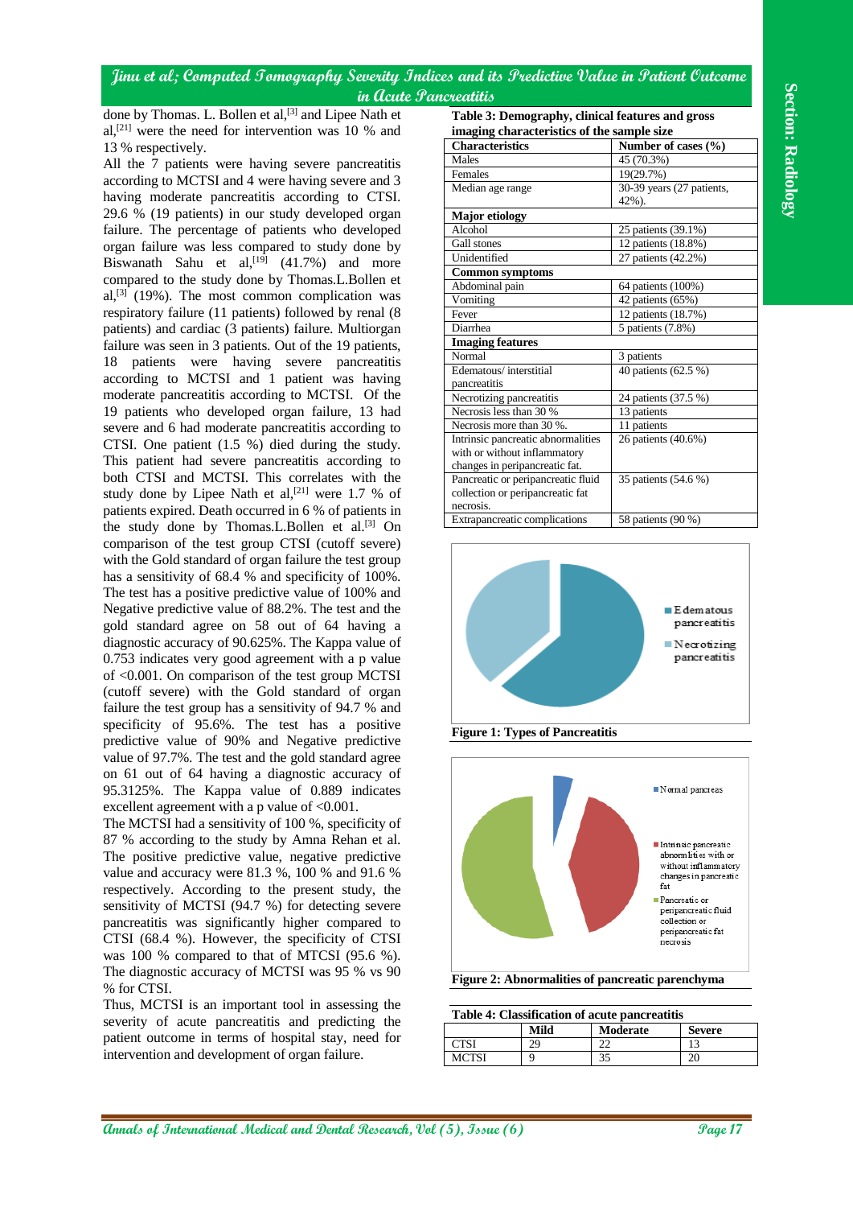done by Thomas. L. Bollen et al,[3] and Lipee Nath et al,[21] were the need for intervention was 10 % and 13 % respectively.

All the 7 patients were having severe pancreatitis according to MCTSI and 4 were having severe and 3 having moderate pancreatitis according to CTSI. 29.6 % (19 patients) in our study developed organ failure. The percentage of patients who developed organ failure was less compared to study done by Biswanath Sahu et al,[19] (41.7%) and more compared to the study done by Thomas.L.Bollen et al,[3] (19%). The most common complication was respiratory failure (11 patients) followed by renal (8 patients) and cardiac (3 patients) failure. Multiorgan failure was seen in 3 patients. Out of the 19 patients, 18 patients were having severe pancreatitis according to MCTSI and 1 patient was having moderate pancreatitis according to MCTSI. Of the 19 patients who developed organ failure, 13 had severe and 6 had moderate pancreatitis according to CTSI. One patient (1.5 %) died during the study. This patient had severe pancreatitis according to both CTSI and MCTSI. This correlates with the study done by Lipee Nath et al,[21] were 1.7 % of patients expired. Death occurred in 6 % of patients in the study done by Thomas.L.Bollen et al.[3] On comparison of the test group CTSI (cutoff severe) with the Gold standard of organ failure the test group has a sensitivity of 68.4 % and specificity of 100%. The test has a positive predictive value of 100% and Negative predictive value of 88.2%. The test and the gold standard agree on 58 out of 64 having a diagnostic accuracy of 90.625%. The Kappa value of 0.753 indicates very good agreement with a p value of <0.001. On comparison of the test group MCTSI (cutoff severe) with the Gold standard of organ failure the test group has a sensitivity of 94.7 % and specificity of 95.6%. The test has a positive predictive value of 90% and Negative predictive value of 97.7%. The test and the gold standard agree on 61 out of 64 having a diagnostic accuracy of 95.3125%. The Kappa value of 0.889 indicates excellent agreement with a p value of <0.001.

The MCTSI had a sensitivity of 100 %, specificity of 87 % according to the study by Amna Rehan et al. The positive predictive value, negative predictive value and accuracy were 81.3 %, 100 % and 91.6 % respectively. According to the present study, the sensitivity of MCTSI (94.7 %) for detecting severe pancreatitis was significantly higher compared to CTSI (68.4 %). However, the specificity of CTSI was 100 % compared to that of MTCSI (95.6 %). The diagnostic accuracy of MCTSI was 95 % vs 90 % for CTSI.

Thus, MCTSI is an important tool in assessing the severity of acute pancreatitis and predicting the patient outcome in terms of hospital stay, need for intervention and development of organ failure.

**Table 3: Demography, clinical features and gross imaging characteristics of the sample size**

| Characteristics | Number of cases (%) |
|---|---|
| Males | 45 (70.3%) |
| Females | 19(29.7%) |
| Median age range | 30-39 years (27 patients, 42%). |
| **Major etiology** | |
| Alcohol | 25 patients (39.1%) |
| Gall stones | 12 patients (18.8%) |
| Unidentified | 27 patients (42.2%) |
| **Common symptoms** | |
| Abdominal pain | 64 patients (100%) |
| Vomiting | 42 patients (65%) |
| Fever | 12 patients (18.7%) |
| Diarrhea | 5 patients (7.8%) |
| **Imaging features** | |
| Normal | 3 patients |
| Edematous/ interstitial pancreatitis | 40 patients (62.5 %) |
| Necrotizing pancreatitis | 24 patients (37.5 %) |
| Necrosis less than 30 % | 13 patients |
| Necrosis more than 30 %. | 11 patients |
| Intrinsic pancreatic abnormalities with or without inflammatory changes in peripancreatic fat. | 26 patients (40.6%) |
| Pancreatic or peripancreatic fluid collection or peripancreatic fat necrosis. | 35 patients (54.6 %) |
| Extrapancreatic complications | 58 patients (90 %) |

**Figure 1: Types of Pancreatitis**

**Figure 2: Abnormalities of pancreatic parenchyma**

**Table 4: Classification of acute pancreatitis**

| | Mild | Moderate | Severe |
|---|---|---|---|
| CTSI | 29 | 22 | 13 |
| MCTSI | 9 | 35 | 20 |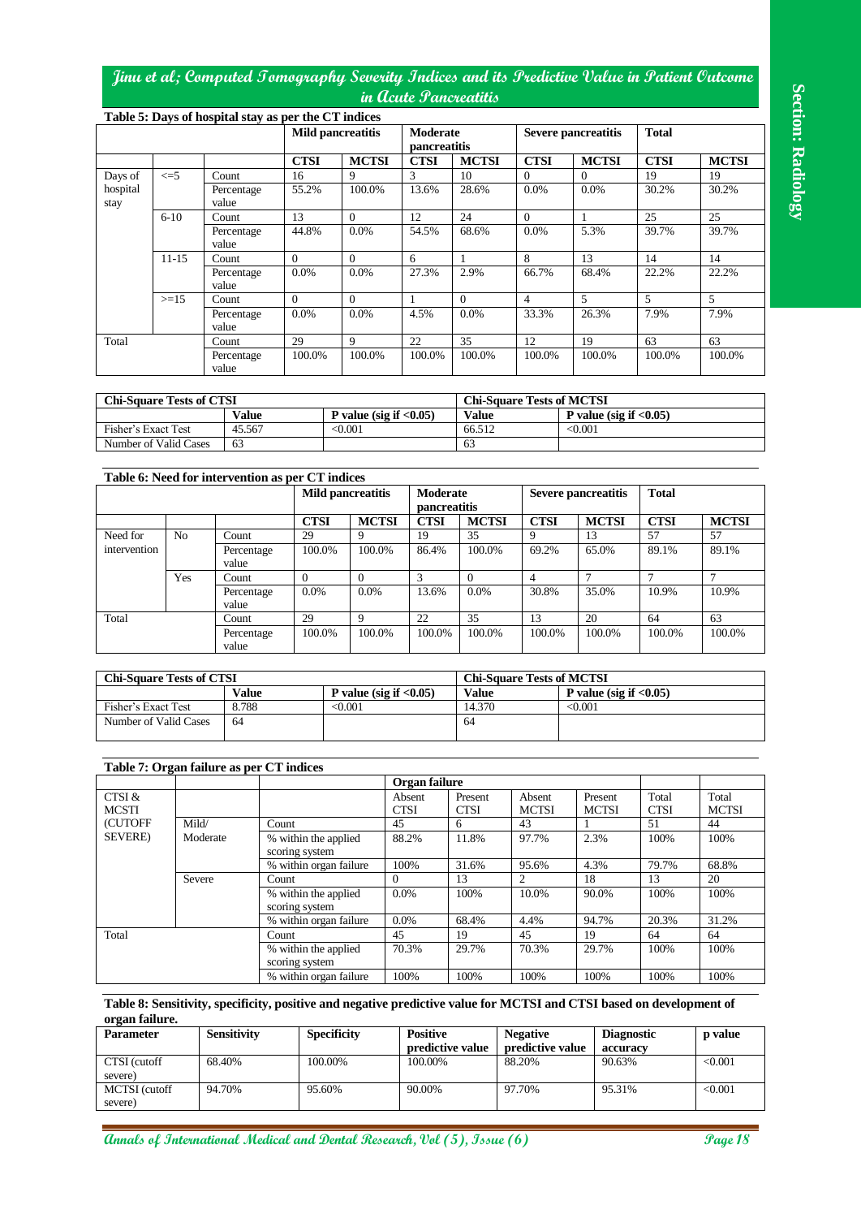**Table 5: Days of hospital stay as per the CT indices**

| | | | Mild pancreatitis | | Moderate pancreatitis | | Severe pancreatitis | | Total | |
|---|---|---|---|---|---|---|---|---|---|---|
| | | | CTSI | MCTSI | CTSI | MCTSI | CTSI | MCTSI | CTSI | MCTSI |
| Days of hospital stay | <=5 | Count | 16 | 9 | 3 | 10 | 0 | 0 | 19 | 19 |
| | | Percentage value | 55.2% | 100.0% | 13.6% | 28.6% | 0.0% | 0.0% | 30.2% | 30.2% |
| | 6-10 | Count | 13 | 0 | 12 | 24 | 0 | 1 | 25 | 25 |
| | | Percentage value | 44.8% | 0.0% | 54.5% | 68.6% | 0.0% | 5.3% | 39.7% | 39.7% |
| | 11-15 | Count | 0 | 0 | 6 | 1 | 8 | 13 | 14 | 14 |
| | | Percentage value | 0.0% | 0.0% | 27.3% | 2.9% | 66.7% | 68.4% | 22.2% | 22.2% |
| | >=15 | Count | 0 | 0 | 1 | 0 | 4 | 5 | 5 | 5 |
| | | Percentage value | 0.0% | 0.0% | 4.5% | 0.0% | 33.3% | 26.3% | 7.9% | 7.9% |
| Total | | Count | 29 | 9 | 22 | 35 | 12 | 19 | 63 | 63 |
| | | Percentage value | 100.0% | 100.0% | 100.0% | 100.0% | 100.0% | 100.0% | 100.0% | 100.0% |

| Chi-Square Tests of CTSI | | | Chi-Square Tests of MCTSI | |
|---|---|---|---|---|
| | Value | P value (sig if <0.05) | Value | P value (sig if <0.05) |
| Fisher's Exact Test | 45.567 | <0.001 | 66.512 | <0.001 |
| Number of Valid Cases | 63 | | 63 | |

**Table 6: Need for intervention as per CT indices**

| | | | Mild pancreatitis | | Moderate pancreatitis | | Severe pancreatitis | | Total | |
|---|---|---|---|---|---|---|---|---|---|---|
| | | | CTSI | MCTSI | CTSI | MCTSI | CTSI | MCTSI | CTSI | MCTSI |
| Need for intervention | No | Count | 29 | 9 | 19 | 35 | 9 | 13 | 57 | 57 |
| | | Percentage value | 100.0% | 100.0% | 86.4% | 100.0% | 69.2% | 65.0% | 89.1% | 89.1% |
| | Yes | Count | 0 | 0 | 3 | 0 | 4 | 7 | 7 | 7 |
| | | Percentage value | 0.0% | 0.0% | 13.6% | 0.0% | 30.8% | 35.0% | 10.9% | 10.9% |
| Total | | Count | 29 | 9 | 22 | 35 | 13 | 20 | 64 | 63 |
| | | Percentage value | 100.0% | 100.0% | 100.0% | 100.0% | 100.0% | 100.0% | 100.0% | 100.0% |

| Chi-Square Tests of CTSI | | | Chi-Square Tests of MCTSI | |
|---|---|---|---|---|
| | Value | P value (sig if <0.05) | Value | P value (sig if <0.05) |
| Fisher's Exact Test | 8.788 | <0.001 | 14.370 | <0.001 |
| Number of Valid Cases | 64 | | 64 | |

**Table 7: Organ failure as per CT indices**

| | | | Organ failure | | | | | |
|---|---|---|---|---|---|---|---|---|
| CTSI & MCSTI (CUTOFF SEVERE) | | | Absent CTSI | Present CTSI | Absent MCTSI | Present MCTSI | Total CTSI | Total MCTSI |
| | Mild/ Moderate | Count | 45 | 6 | 43 | 1 | 51 | 44 |
| | | % within the applied scoring system | 88.2% | 11.8% | 97.7% | 2.3% | 100% | 100% |
| | | % within organ failure | 100% | 31.6% | 95.6% | 4.3% | 79.7% | 68.8% |
| | Severe | Count | 0 | 13 | 2 | 18 | 13 | 20 |
| | | % within the applied scoring system | 0.0% | 100% | 10.0% | 90.0% | 100% | 100% |
| | | % within organ failure | 0.0% | 68.4% | 4.4% | 94.7% | 20.3% | 31.2% |
| Total | | Count | 45 | 19 | 45 | 19 | 64 | 64 |
| | | % within the applied scoring system | 70.3% | 29.7% | 70.3% | 29.7% | 100% | 100% |
| | | % within organ failure | 100% | 100% | 100% | 100% | 100% | 100% |

**Table 8: Sensitivity, specificity, positive and negative predictive value for MCTSI and CTSI based on development of organ failure.**

| Parameter | Sensitivity | Specificity | Positive predictive value | Negative predictive value | Diagnostic accuracy | p value |
|---|---|---|---|---|---|---|
| CTSI (cutoff severe) | 68.40% | 100.00% | 100.00% | 88.20% | 90.63% | <0.001 |
| MCTSI (cutoff severe) | 94.70% | 95.60% | 90.00% | 97.70% | 95.31% | <0.001 |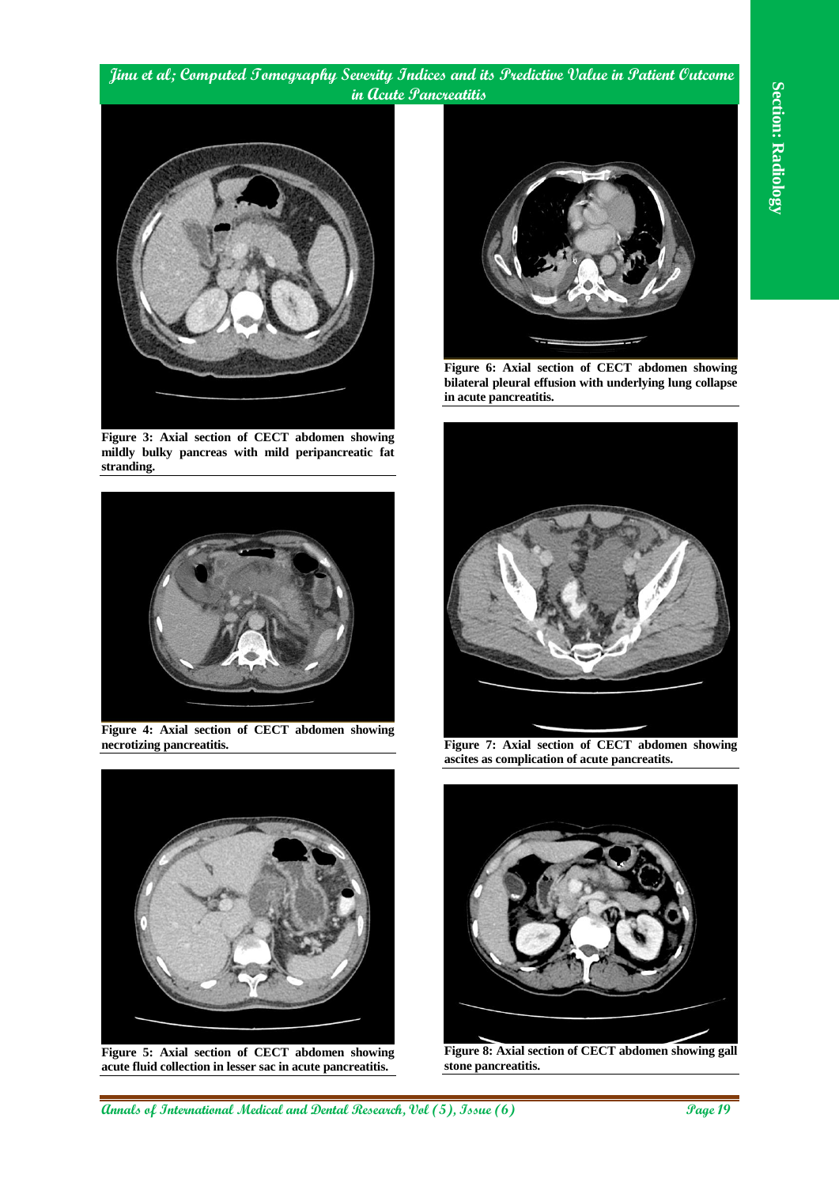Figure 3: Axial section of CECT abdomen showing mildly bulky pancreas with mild peripancreatic fat stranding.

Figure 4: Axial section of CECT abdomen showing necrotizing pancreatitis.

Figure 5: Axial section of CECT abdomen showing acute fluid collection in lesser sac in acute pancreatitis.

Figure 6: Axial section of CECT abdomen showing bilateral pleural effusion with underlying lung collapse in acute pancreatitis.

Figure 7: Axial section of CECT abdomen showing ascites as complication of acute pancreatits.

Figure 8: Axial section of CECT abdomen showing gall stone pancreatitis.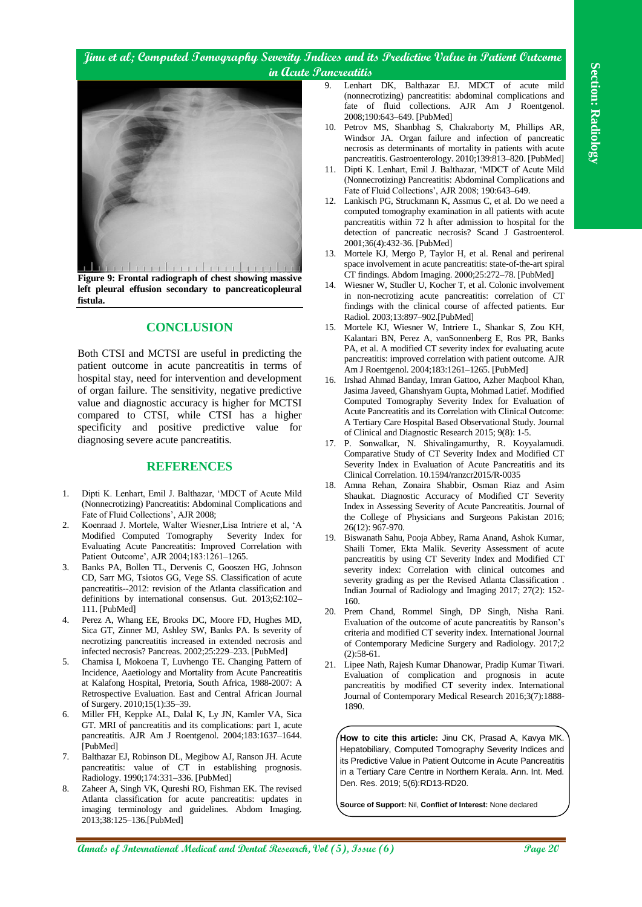Figure 9: Frontal radiograph of chest showing massive left pleural effusion secondary to pancreaticopleural fistula.

## CONCLUSION

Both CTSI and MCTSI are useful in predicting the patient outcome in acute pancreatitis in terms of hospital stay, need for intervention and development of organ failure. The sensitivity, negative predictive value and diagnostic accuracy is higher for MCTSI compared to CTSI, while CTSI has a higher specificity and positive predictive value for diagnosing severe acute pancreatitis.

## REFERENCES

1. Dipti K. Lenhart, Emil J. Balthazar, 'MDCT of Acute Mild (Nonnecrotizing) Pancreatitis: Abdominal Complications and Fate of Fluid Collections', AJR 2008;
2. Koenraad J. Mortele, Walter Wiesner,Lisa Intriere et al, 'A Modified Computed Tomography Severity Index for Evaluating Acute Pancreatitis: Improved Correlation with Patient Outcome', AJR 2004;183:1261–1265.
3. Banks PA, Bollen TL, Dervenis C, Gooszen HG, Johnson CD, Sarr MG, Tsiotos GG, Vege SS. Classification of acute pancreatitis--2012: revision of the Atlanta classification and definitions by international consensus. Gut. 2013;62:102–111. [PubMed]
4. Perez A, Whang EE, Brooks DC, Moore FD, Hughes MD, Sica GT, Zinner MJ, Ashley SW, Banks PA. Is severity of necrotizing pancreatitis increased in extended necrosis and infected necrosis? Pancreas. 2002;25:229–233. [PubMed]
5. Chamisa I, Mokoena T, Luvhengo TE. Changing Pattern of Incidence, Aaetiology and Mortality from Acute Pancreatitis at Kalafong Hospital, Pretoria, South Africa, 1988-2007: A Retrospective Evaluation. East and Central African Journal of Surgery. 2010;15(1):35–39.
6. Miller FH, Keppke AL, Dalal K, Ly JN, Kamler VA, Sica GT. MRI of pancreatitis and its complications: part 1, acute pancreatitis. AJR Am J Roentgenol. 2004;183:1637–1644. [PubMed]
7. Balthazar EJ, Robinson DL, Megibow AJ, Ranson JH. Acute pancreatitis: value of CT in establishing prognosis. Radiology. 1990;174:331–336. [PubMed]
8. Zaheer A, Singh VK, Qureshi RO, Fishman EK. The revised Atlanta classification for acute pancreatitis: updates in imaging terminology and guidelines. Abdom Imaging. 2013;38:125–136.[PubMed]
9. Lenhart DK, Balthazar EJ. MDCT of acute mild (nonnecrotizing) pancreatitis: abdominal complications and fate of fluid collections. AJR Am J Roentgenol. 2008;190:643–649. [PubMed]
10. Petrov MS, Shanbhag S, Chakraborty M, Phillips AR, Windsor JA. Organ failure and infection of pancreatic necrosis as determinants of mortality in patients with acute pancreatitis. Gastroenterology. 2010;139:813–820. [PubMed]
11. Dipti K. Lenhart, Emil J. Balthazar, 'MDCT of Acute Mild (Nonnecrotizing) Pancreatitis: Abdominal Complications and Fate of Fluid Collections', AJR 2008; 190:643–649.
12. Lankisch PG, Struckmann K, Assmus C, et al. Do we need a computed tomography examination in all patients with acute pancreatitis within 72 h after admission to hospital for the detection of pancreatic necrosis? Scand J Gastroenterol. 2001;36(4):432-36. [PubMed]
13. Mortele KJ, Mergo P, Taylor H, et al. Renal and perirenal space involvement in acute pancreatitis: state-of-the-art spiral CT findings. Abdom Imaging. 2000;25:272–78. [PubMed]
14. Wiesner W, Studler U, Kocher T, et al. Colonic involvement in non-necrotizing acute pancreatitis: correlation of CT findings with the clinical course of affected patients. Eur Radiol. 2003;13:897–902.[PubMed]
15. Mortele KJ, Wiesner W, Intriere L, Shankar S, Zou KH, Kalantari BN, Perez A, vanSonnenberg E, Ros PR, Banks PA, et al. A modified CT severity index for evaluating acute pancreatitis: improved correlation with patient outcome. AJR Am J Roentgenol. 2004;183:1261–1265. [PubMed]
16. Irshad Ahmad Banday, Imran Gattoo, Azher Maqbool Khan, Jasima Javeed, Ghanshyam Gupta, Mohmad Latief. Modified Computed Tomography Severity Index for Evaluation of Acute Pancreatitis and its Correlation with Clinical Outcome: A Tertiary Care Hospital Based Observational Study. Journal of Clinical and Diagnostic Research 2015; 9(8): 1-5.
17. P. Sonwalkar, N. Shivalingamurthy, R. Koyyalamudi. Comparative Study of CT Severity Index and Modified CT Severity Index in Evaluation of Acute Pancreatitis and its Clinical Correlation. 10.1594/ranzcr2015/R-0035
18. Amna Rehan, Zonaira Shabbir, Osman Riaz and Asim Shaukat. Diagnostic Accuracy of Modified CT Severity Index in Assessing Severity of Acute Pancreatitis. Journal of the College of Physicians and Surgeons Pakistan 2016; 26(12): 967-970.
19. Biswanath Sahu, Pooja Abbey, Rama Anand, Ashok Kumar, Shaili Tomer, Ekta Malik. Severity Assessment of acute pancreatitis by using CT Severity Index and Modified CT severity index: Correlation with clinical outcomes and severity grading as per the Revised Atlanta Classification . Indian Journal of Radiology and Imaging 2017; 27(2): 152-160.
20. Prem Chand, Rommel Singh, DP Singh, Nisha Rani. Evaluation of the outcome of acute pancreatitis by Ranson's criteria and modified CT severity index. International Journal of Contemporary Medicine Surgery and Radiology. 2017;2 (2):58-61.
21. Lipee Nath, Rajesh Kumar Dhanowar, Pradip Kumar Tiwari. Evaluation of complication and prognosis in acute pancreatitis by modified CT severity index. International Journal of Contemporary Medical Research 2016;3(7):1888-1890.

**How to cite this article:** Jinu CK, Prasad A, Kavya MK. Hepatobiliary, Computed Tomography Severity Indices and its Predictive Value in Patient Outcome in Acute Pancreatitis in a Tertiary Care Centre in Northern Kerala. Ann. Int. Med. Den. Res. 2019; 5(6):RD13-RD20.

**Source of Support:** Nil, **Conflict of Interest:** None declared